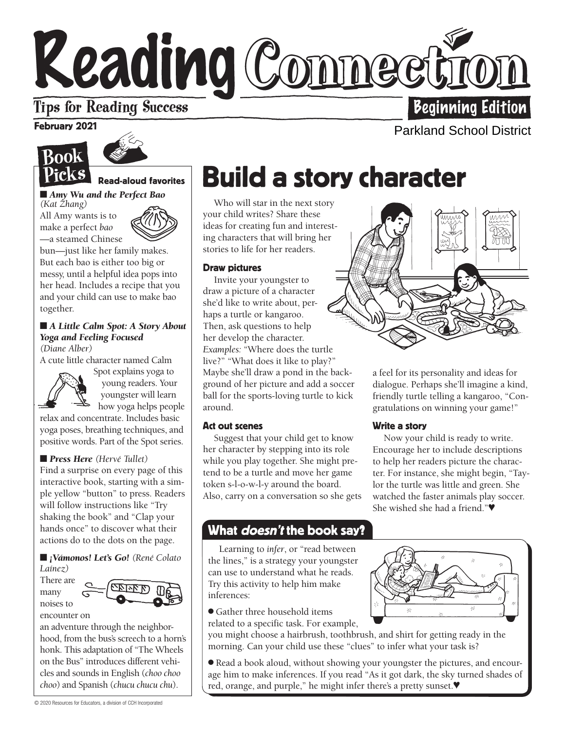# Reading Connection

Tips for Reading Success

**Beginning Edition**

**February 2021**

Parkland School District

## Book Picks

**Read-aloud favorites**

■ ***Amy Wu and the Perfect Bao*** *(Kat Zhang)*

All Amy wants is to make a perfect *bao*—a steamed Chinese bun—just like her family makes. But each bao is either too big or messy, until a helpful idea pops into her head. Includes a recipe that you and your child can use to make bao together.

■ ***A Little Calm Spot: A Story About Yoga and Feeling Focused*** *(Diane Alber)*

A cute little character named Calm Spot explains yoga to young readers. Your youngster will learn how yoga helps people relax and concentrate. Includes basic yoga poses, breathing techniques, and positive words. Part of the Spot series.

■ ***Press Here*** *(Hervé Tullet)*

Find a surprise on every page of this interactive book, starting with a simple yellow "button" to press. Readers will follow instructions like "Try shaking the book" and "Clap your hands once" to discover what their actions do to the dots on the page.

■ ***¡Vámonos! Let's Go!*** *(René Colato Laínez)*

There are many noises to encounter on an adventure through the neighborhood, from the bus's screech to a horn's honk. This adaptation of "The Wheels on the Bus" introduces different vehicles and sounds in English (*choo choo choo*) and Spanish (*chucu chucu chu*).

# Build a story character

Who will star in the next story your child writes? Share these ideas for creating fun and interesting characters that will bring her stories to life for her readers.

### Draw pictures

Invite your youngster to draw a picture of a character she'd like to write about, perhaps a turtle or kangaroo. Then, ask questions to help her develop the character. *Examples:* "Where does the turtle live?" "What does it like to play?" Maybe she'll draw a pond in the background of her picture and add a soccer ball for the sports-loving turtle to kick around.

### Act out scenes

Suggest that your child get to know her character by stepping into its role while you play together. She might pretend to be a turtle and move her game token s-l-o-w-l-y around the board. Also, carry on a conversation so she gets a feel for its personality and ideas for dialogue. Perhaps she'll imagine a kind, friendly turtle telling a kangaroo, "Congratulations on winning your game!"

### Write a story

Now your child is ready to write. Encourage her to include descriptions to help her readers picture the character. For instance, she might begin, "Taylor the turtle was little and green. She watched the faster animals play soccer. She wished she had a friend."♥

## What *doesn't* the book say?

Learning to *infer*, or "read between the lines," is a strategy your youngster can use to understand what he reads. Try this activity to help him make inferences:

- Gather three household items related to a specific task. For example, you might choose a hairbrush, toothbrush, and shirt for getting ready in the morning. Can your child use these "clues" to infer what your task is?
- Read a book aloud, without showing your youngster the pictures, and encourage him to make inferences. If you read "As it got dark, the sky turned shades of red, orange, and purple," he might infer there's a pretty sunset.♥

© 2020 Resources for Educators, a division of CCH Incorporated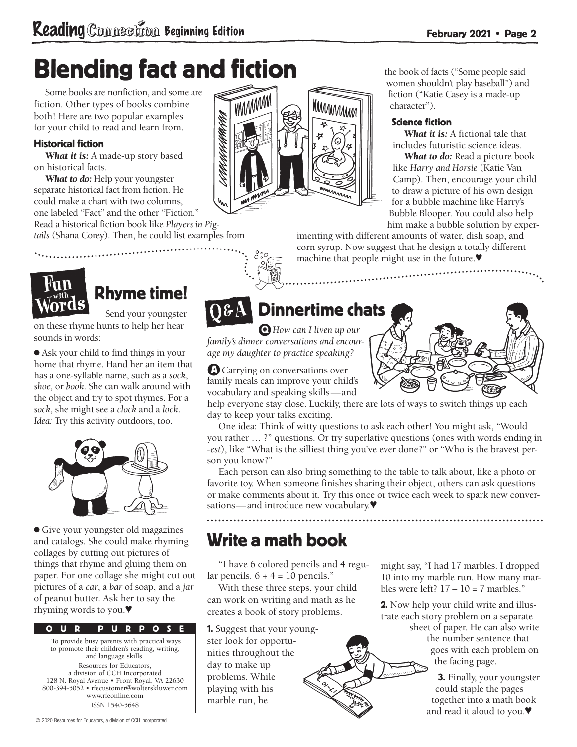# Blending fact and fiction

Some books are nonfiction, and some are fiction. Other types of books combine both! Here are two popular examples for your child to read and learn from.

### Historical fiction

***What it is:*** A made-up story based on historical facts.

***What to do:*** Help your youngster separate historical fact from fiction. He could make a chart with two columns, one labeled "Fact" and the other "Fiction." Read a historical fiction book like *Players in Pigtails* (Shana Corey). Then, he could list examples from the book of facts ("Some people said women shouldn't play baseball") and fiction ("Katie Casey is a made-up character").

### Science fiction

***What it is:*** A fictional tale that includes futuristic science ideas.

***What to do:*** Read a picture book like *Harry and Horsie* (Katie Van Camp). Then, encourage your child to draw a picture of his own design for a bubble machine like Harry's Bubble Blooper. You could also help him make a bubble solution by experimenting with different amounts of water, dish soap, and corn syrup. Now suggest that he design a totally different machine that people might use in the future.♥

## Fun with Words: Rhyme time!

Send your youngster on these rhyme hunts to help her hear sounds in words:

- Ask your child to find things in your home that rhyme. Hand her an item that has a one-syllable name, such as a *sock*, *shoe*, or *book*. She can walk around with the object and try to spot rhymes. For a *sock*, she might see a *clock* and a *lock*. *Idea:* Try this activity outdoors, too.
- Give your youngster old magazines and catalogs. She could make rhyming collages by cutting out pictures of things that rhyme and gluing them on paper. For one collage she might cut out pictures of a *car*, a *bar* of soap, and a *jar* of peanut butter. Ask her to say the rhyming words to you.♥

## Q&A: Dinnertime chats

**Q** *How can I liven up our family's dinner conversations and encourage my daughter to practice speaking?*

**A** Carrying on conversations over family meals can improve your child's vocabulary and speaking skills—and help everyone stay close. Luckily, there are lots of ways to switch things up each day to keep your talks exciting.

One idea: Think of witty questions to ask each other! You might ask, "Would you rather … ?" questions. Or try superlative questions (ones with words ending in *-est*), like "What is the silliest thing you've ever done?" or "Who is the bravest person you know?"

Each person can also bring something to the table to talk about, like a photo or favorite toy. When someone finishes sharing their object, others can ask questions or make comments about it. Try this once or twice each week to spark new conversations—and introduce new vocabulary.♥

## Write a math book

"I have 6 colored pencils and 4 regular pencils. 6 + 4 = 10 pencils."

With these three steps, your child can work on writing and math as he creates a book of story problems.

**1.** Suggest that your youngster look for opportunities throughout the day to make up problems. While playing with his marble run, he might say, "I had 17 marbles. I dropped 10 into my marble run. How many marbles were left? 17 – 10 = 7 marbles."

**2.** Now help your child write and illustrate each story problem on a separate sheet of paper. He can also write the number sentence that goes with each problem on the facing page.

**3.** Finally, your youngster could staple the pages together into a math book and read it aloud to you.♥

---

**OUR PURPOSE**

To provide busy parents with practical ways to promote their children's reading, writing, and language skills.

Resources for Educators, a division of CCH Incorporated
128 N. Royal Avenue • Front Royal, VA 22630
800-394-5052 • rfecustomer@wolterskluwer.com
www.rfeonline.com
ISSN 1540-5648

© 2020 Resources for Educators, a division of CCH Incorporated